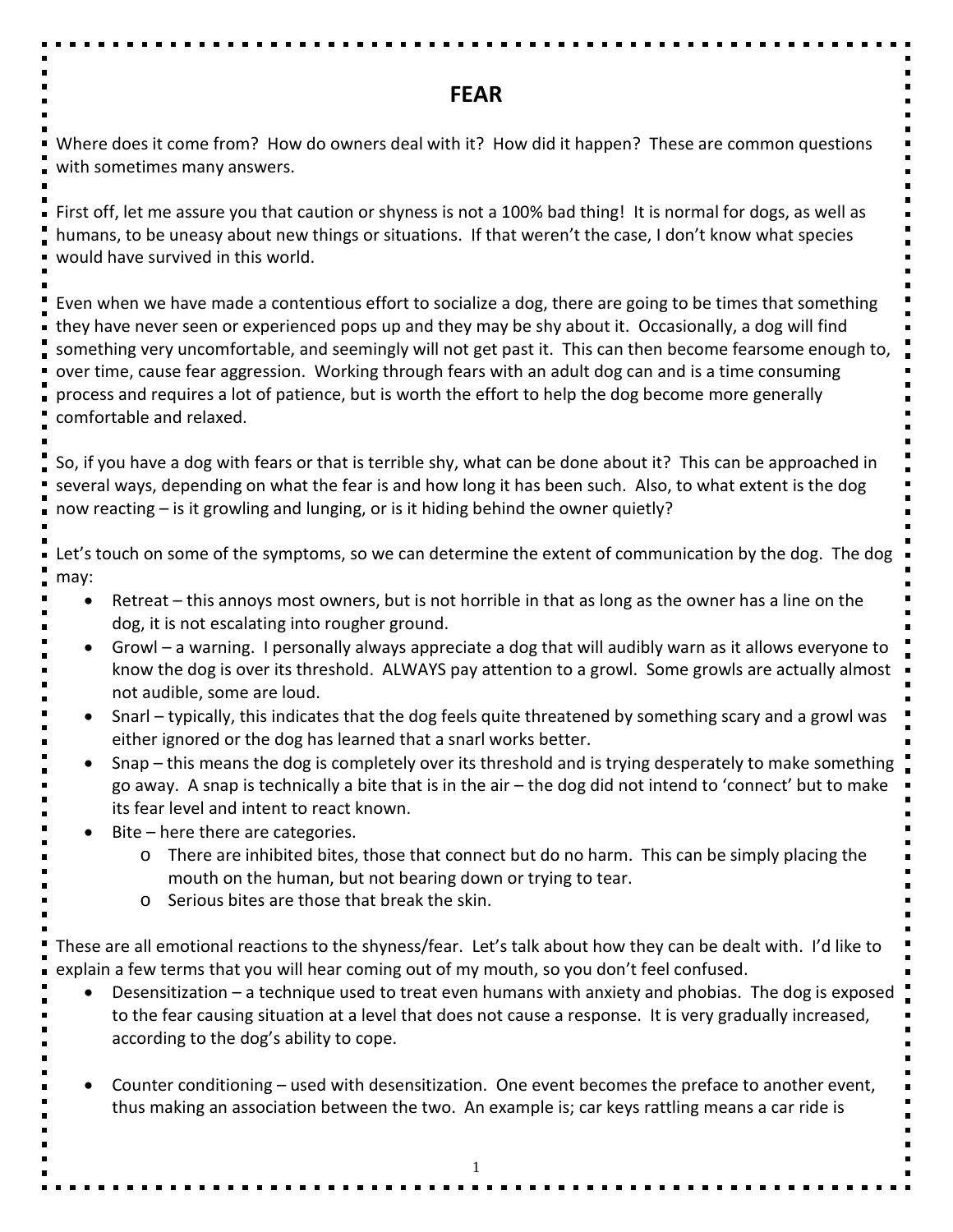# FEAR

Where does it come from? How do owners deal with it? How did it happen? These are common questions with sometimes many answers.

First off, let me assure you that caution or shyness is not a 100% bad thing! It is normal for dogs, as well as humans, to be uneasy about new things or situations. If that weren't the case, I don't know what species would have survived in this world.

Even when we have made a contentious effort to socialize a dog, there are going to be times that something they have never seen or experienced pops up and they may be shy about it. Occasionally, a dog will find something very uncomfortable, and seemingly will not get past it. This can then become fearsome enough to, over time, cause fear aggression. Working through fears with an adult dog can and is a time consuming process and requires a lot of patience, but is worth the effort to help the dog become more generally comfortable and relaxed.

So, if you have a dog with fears or that is terrible shy, what can be done about it? This can be approached in several ways, depending on what the fear is and how long it has been such. Also, to what extent is the dog now reacting – is it growling and lunging, or is it hiding behind the owner quietly?

Let's touch on some of the symptoms, so we can determine the extent of communication by the dog. The dog may:

- Retreat – this annoys most owners, but is not horrible in that as long as the owner has a line on the dog, it is not escalating into rougher ground.
- Growl – a warning. I personally always appreciate a dog that will audibly warn as it allows everyone to know the dog is over its threshold. ALWAYS pay attention to a growl. Some growls are actually almost not audible, some are loud.
- Snarl – typically, this indicates that the dog feels quite threatened by something scary and a growl was either ignored or the dog has learned that a snarl works better.
- Snap – this means the dog is completely over its threshold and is trying desperately to make something go away. A snap is technically a bite that is in the air – the dog did not intend to 'connect' but to make its fear level and intent to react known.
- Bite – here there are categories.
  - There are inhibited bites, those that connect but do no harm. This can be simply placing the mouth on the human, but not bearing down or trying to tear.
  - Serious bites are those that break the skin.

These are all emotional reactions to the shyness/fear. Let's talk about how they can be dealt with. I'd like to explain a few terms that you will hear coming out of my mouth, so you don't feel confused.

- Desensitization – a technique used to treat even humans with anxiety and phobias. The dog is exposed to the fear causing situation at a level that does not cause a response. It is very gradually increased, according to the dog's ability to cope.

- Counter conditioning – used with desensitization. One event becomes the preface to another event, thus making an association between the two. An example is; car keys rattling means a car ride is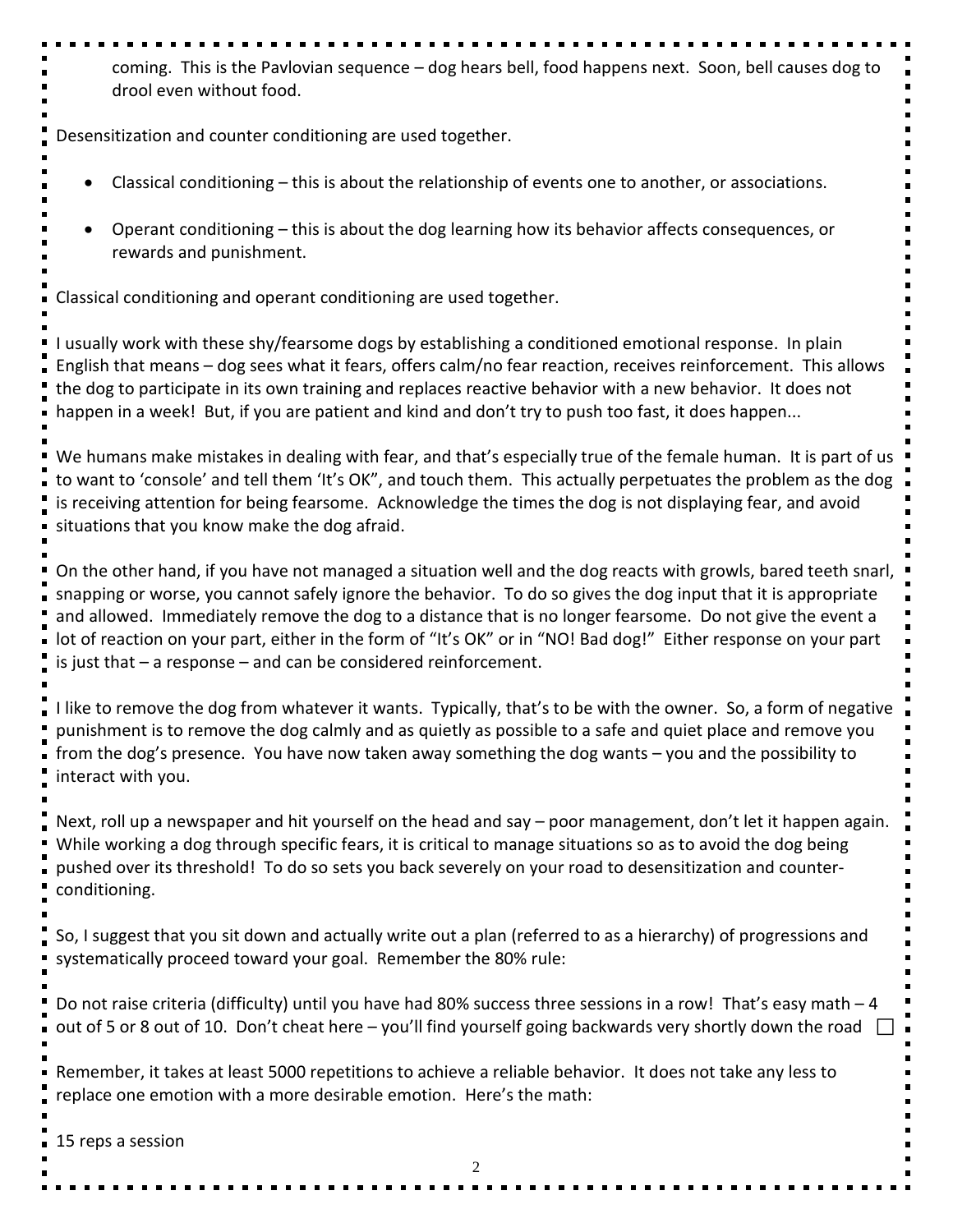coming. This is the Pavlovian sequence – dog hears bell, food happens next. Soon, bell causes dog to drool even without food.

Desensitization and counter conditioning are used together.

- Classical conditioning – this is about the relationship of events one to another, or associations.
- Operant conditioning – this is about the dog learning how its behavior affects consequences, or rewards and punishment.

Classical conditioning and operant conditioning are used together.

I usually work with these shy/fearsome dogs by establishing a conditioned emotional response. In plain English that means – dog sees what it fears, offers calm/no fear reaction, receives reinforcement. This allows the dog to participate in its own training and replaces reactive behavior with a new behavior. It does not happen in a week! But, if you are patient and kind and don't try to push too fast, it does happen...

We humans make mistakes in dealing with fear, and that's especially true of the female human. It is part of us to want to 'console' and tell them 'It's OK", and touch them. This actually perpetuates the problem as the dog is receiving attention for being fearsome. Acknowledge the times the dog is not displaying fear, and avoid situations that you know make the dog afraid.

On the other hand, if you have not managed a situation well and the dog reacts with growls, bared teeth snarl, snapping or worse, you cannot safely ignore the behavior. To do so gives the dog input that it is appropriate and allowed. Immediately remove the dog to a distance that is no longer fearsome. Do not give the event a lot of reaction on your part, either in the form of "It's OK" or in "NO! Bad dog!" Either response on your part is just that – a response – and can be considered reinforcement.

I like to remove the dog from whatever it wants. Typically, that's to be with the owner. So, a form of negative punishment is to remove the dog calmly and as quietly as possible to a safe and quiet place and remove you from the dog's presence. You have now taken away something the dog wants – you and the possibility to interact with you.

Next, roll up a newspaper and hit yourself on the head and say – poor management, don't let it happen again. While working a dog through specific fears, it is critical to manage situations so as to avoid the dog being pushed over its threshold! To do so sets you back severely on your road to desensitization and counter-conditioning.

So, I suggest that you sit down and actually write out a plan (referred to as a hierarchy) of progressions and systematically proceed toward your goal. Remember the 80% rule:

Do not raise criteria (difficulty) until you have had 80% success three sessions in a row! That's easy math – 4 out of 5 or 8 out of 10. Don't cheat here – you'll find yourself going backwards very shortly down the road ☐

Remember, it takes at least 5000 repetitions to achieve a reliable behavior. It does not take any less to replace one emotion with a more desirable emotion. Here's the math:

15 reps a session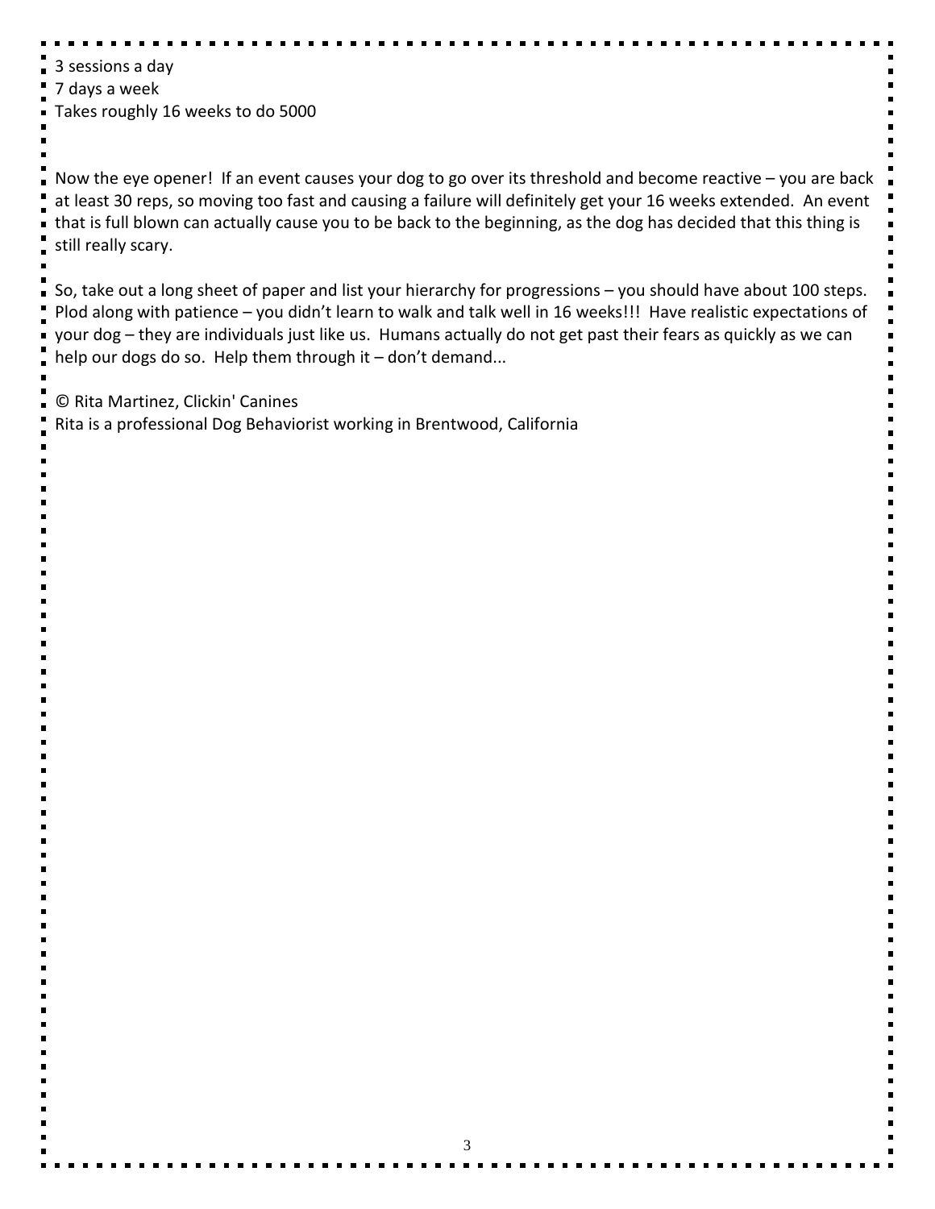3 sessions a day
7 days a week
Takes roughly 16 weeks to do 5000

Now the eye opener! If an event causes your dog to go over its threshold and become reactive – you are back at least 30 reps, so moving too fast and causing a failure will definitely get your 16 weeks extended. An event that is full blown can actually cause you to be back to the beginning, as the dog has decided that this thing is still really scary.

So, take out a long sheet of paper and list your hierarchy for progressions – you should have about 100 steps. Plod along with patience – you didn't learn to walk and talk well in 16 weeks!!! Have realistic expectations of your dog – they are individuals just like us. Humans actually do not get past their fears as quickly as we can help our dogs do so. Help them through it – don't demand...

© Rita Martinez, Clickin' Canines
Rita is a professional Dog Behaviorist working in Brentwood, California